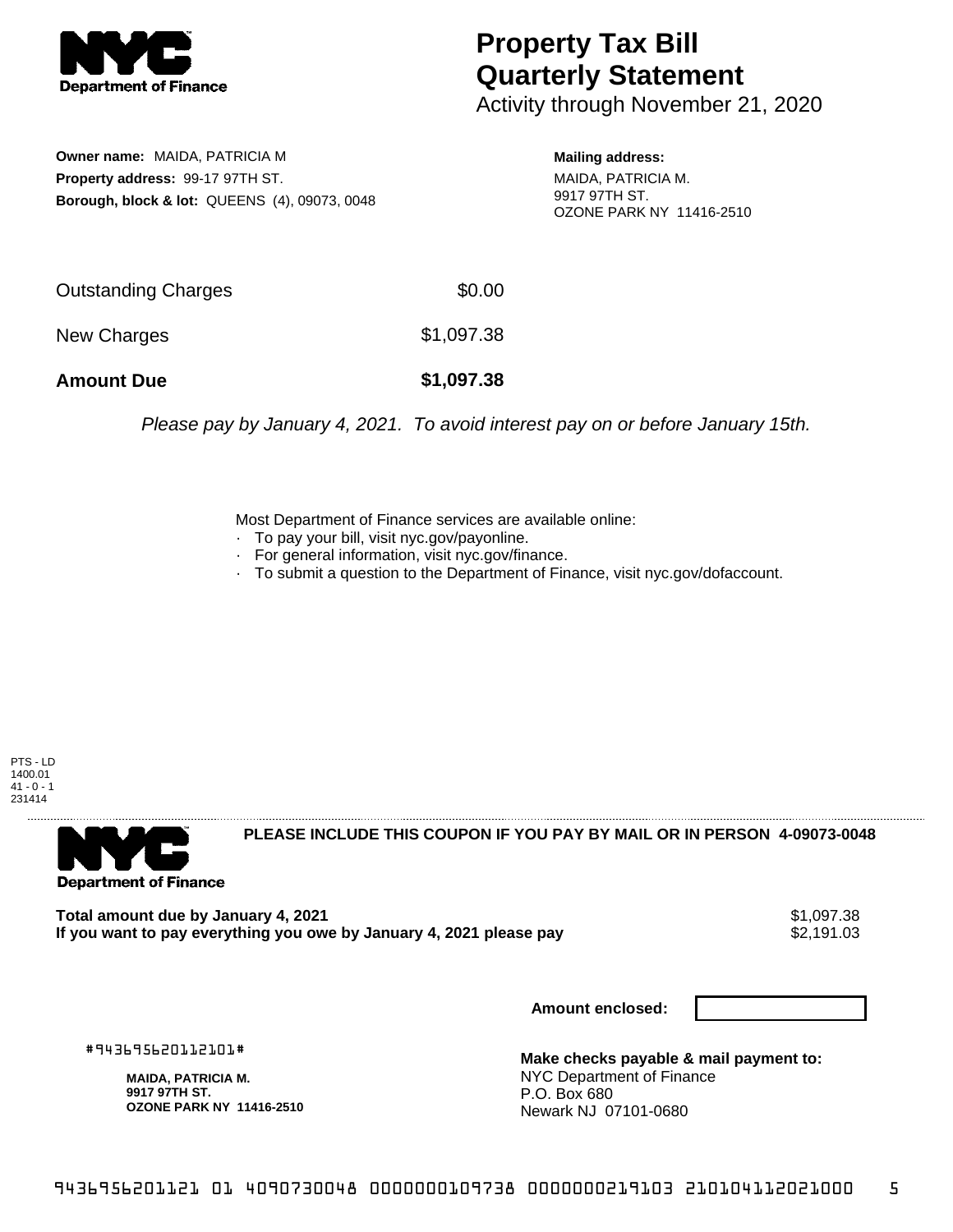# Property Tax Bill Quarterly Statement

Activity through November 21, 2020

**Owner name:** MAIDA, PATRICIA M
**Property address:** 99-17 97TH ST.
**Borough, block & lot:** QUEENS (4), 09073, 0048

**Mailing address:**
MAIDA, PATRICIA M.
9917 97TH ST.
OZONE PARK NY 11416-2510

| | |
|---|---|
| Outstanding Charges | $0.00 |
| New Charges | $1,097.38 |
| **Amount Due** | **$1,097.38** |

*Please pay by January 4, 2021. To avoid interest pay on or before January 15th.*

Most Department of Finance services are available online:
- To pay your bill, visit nyc.gov/payonline.
- For general information, visit nyc.gov/finance.
- To submit a question to the Department of Finance, visit nyc.gov/dofaccount.

PTS - LD
1400.01
41 - 0 - 1
231414

**PLEASE INCLUDE THIS COUPON IF YOU PAY BY MAIL OR IN PERSON 4-09073-0048**

**Total amount due by January 4, 2021** $1,097.38
**If you want to pay everything you owe by January 4, 2021 please pay** $2,191.03

**Amount enclosed:**

#943695620112101#

**MAIDA, PATRICIA M.**
**9917 97TH ST.**
**OZONE PARK NY 11416-2510**

**Make checks payable & mail payment to:**
NYC Department of Finance
P.O. Box 680
Newark NJ 07101-0680

943695620112101 01 4090730048 0000000109738 0000000219103 210104112021000 5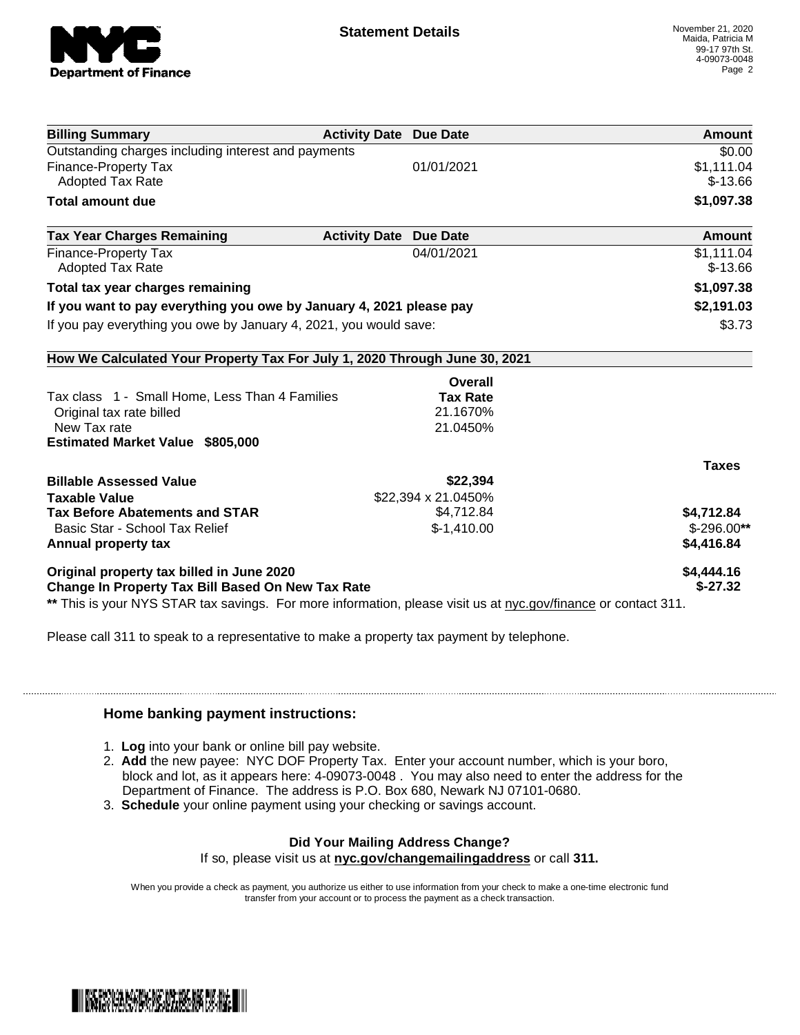**Statement Details**

November 21, 2020
Maida, Patricia M
99-17 97th St.
4-09073-0048

| Billing Summary | Activity Date | Due Date | Amount |
|---|---|---|---|
| Outstanding charges including interest and payments | | | $0.00 |
| Finance-Property Tax | | 01/01/2021 | $1,111.04 |
| Adopted Tax Rate | | | $-13.66 |
| **Total amount due** | | | **$1,097.38** |

| Tax Year Charges Remaining | Activity Date | Due Date | Amount |
|---|---|---|---|
| Finance-Property Tax | | 04/01/2021 | $1,111.04 |
| Adopted Tax Rate | | | $-13.66 |
| **Total tax year charges remaining** | | | **$1,097.38** |
| **If you want to pay everything you owe by January 4, 2021 please pay** | | | **$2,191.03** |
| If you pay everything you owe by January 4, 2021, you would save: | | | $3.73 |

**How We Calculated Your Property Tax For July 1, 2020 Through June 30, 2021**

| | Overall Tax Rate | Taxes |
|---|---|---|
| Tax class 1 - Small Home, Less Than 4 Families | | |
| Original tax rate billed | 21.1670% | |
| New Tax rate | 21.0450% | |
| **Estimated Market Value $805,000** | | |
| **Billable Assessed Value** | **$22,394** | |
| **Taxable Value** | $22,394 x 21.0450% | |
| **Tax Before Abatements and STAR** | $4,712.84 | **$4,712.84** |
| Basic Star - School Tax Relief | $-1,410.00 | $-296.00** |
| **Annual property tax** | | **$4,416.84** |
| **Original property tax billed in June 2020** | | **$4,444.16** |
| **Change In Property Tax Bill Based On New Tax Rate** | | **$-27.32** |

** This is your NYS STAR tax savings. For more information, please visit us at nyc.gov/finance or contact 311.

Please call 311 to speak to a representative to make a property tax payment by telephone.

### Home banking payment instructions:

1. **Log** into your bank or online bill pay website.
2. **Add** the new payee: NYC DOF Property Tax. Enter your account number, which is your boro, block and lot, as it appears here: 4-09073-0048 . You may also need to enter the address for the Department of Finance. The address is P.O. Box 680, Newark NJ 07101-0680.
3. **Schedule** your online payment using your checking or savings account.

**Did Your Mailing Address Change?**

If so, please visit us at **nyc.gov/changemailingaddress** or call **311.**

When you provide a check as payment, you authorize us either to use information from your check to make a one-time electronic fund transfer from your account or to process the payment as a check transaction.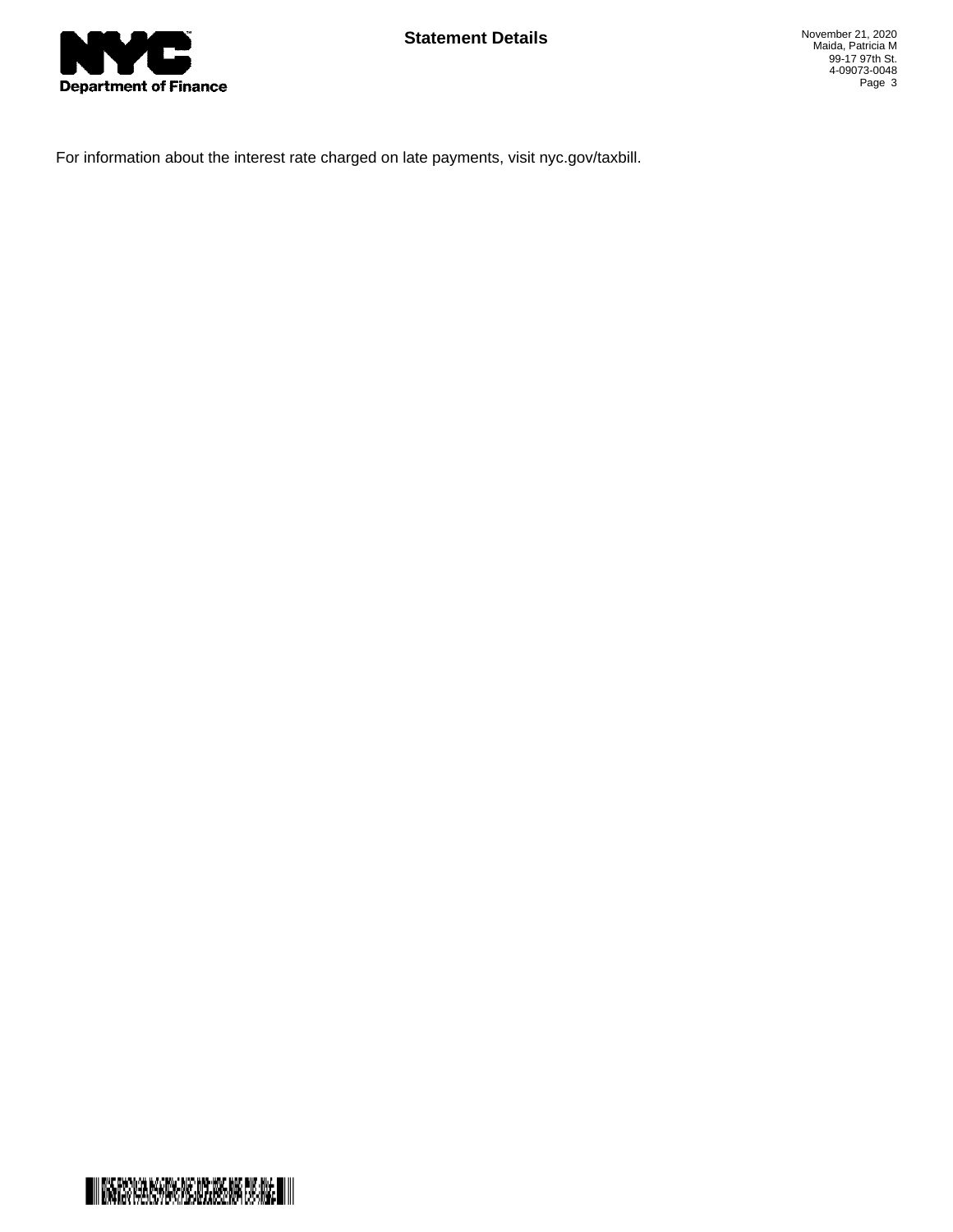For information about the interest rate charged on late payments, visit nyc.gov/taxbill.